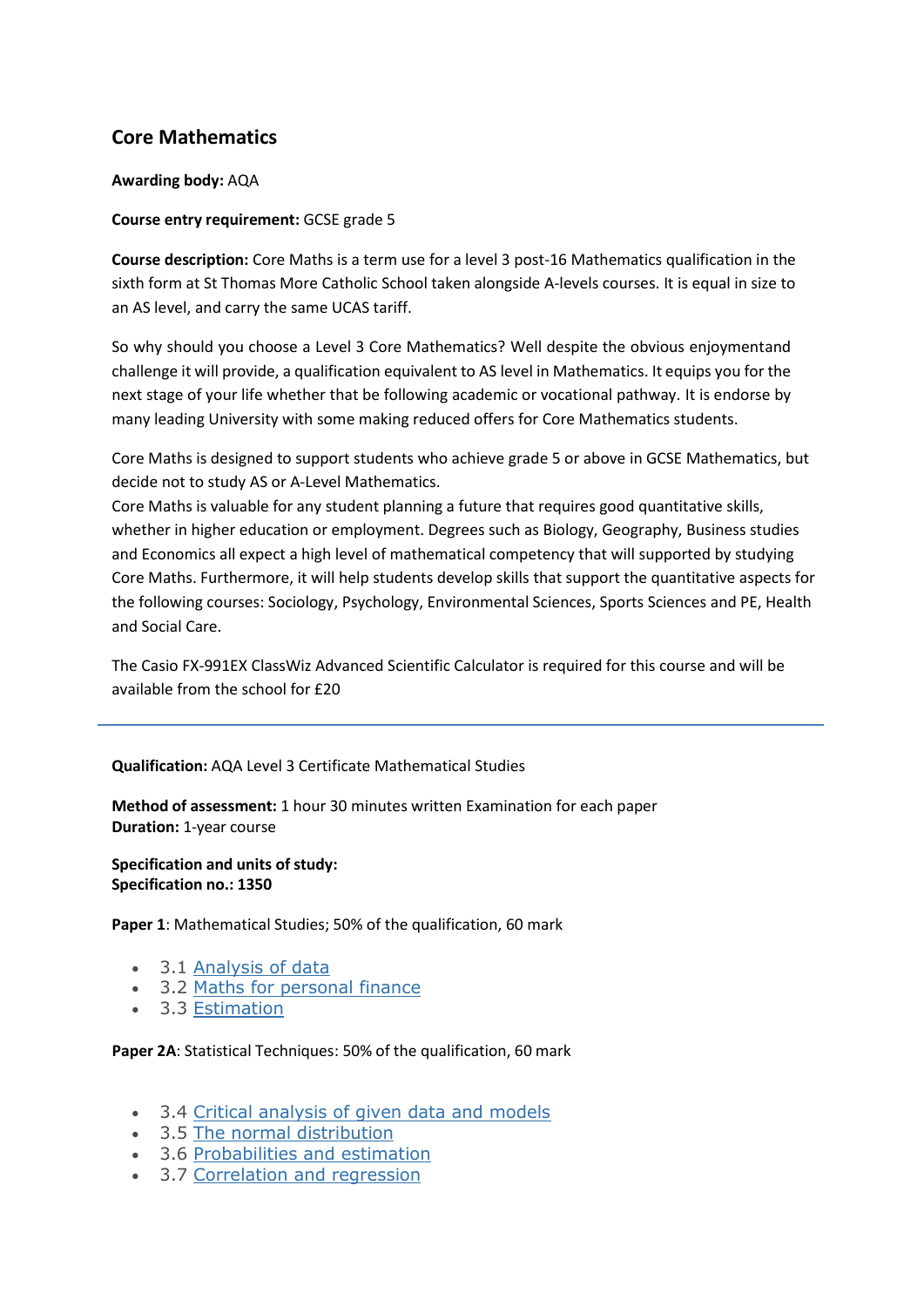## Core Mathematics

**Awarding body:** AQA

**Course entry requirement:** GCSE grade 5

**Course description:** Core Maths is a term use for a level 3 post-16 Mathematics qualification in the sixth form at St Thomas More Catholic School taken alongside A-levels courses. It is equal in size to an AS level, and carry the same UCAS tariff.

So why should you choose a Level 3 Core Mathematics? Well despite the obvious enjoymentand challenge it will provide, a qualification equivalent to AS level in Mathematics. It equips you for the next stage of your life whether that be following academic or vocational pathway. It is endorse by many leading University with some making reduced offers for Core Mathematics students.

Core Maths is designed to support students who achieve grade 5 or above in GCSE Mathematics, but decide not to study AS or A-Level Mathematics.
Core Maths is valuable for any student planning a future that requires good quantitative skills, whether in higher education or employment. Degrees such as Biology, Geography, Business studies and Economics all expect a high level of mathematical competency that will supported by studying Core Maths. Furthermore, it will help students develop skills that support the quantitative aspects for the following courses: Sociology, Psychology, Environmental Sciences, Sports Sciences and PE, Health and Social Care.

The Casio FX-991EX ClassWiz Advanced Scientific Calculator is required for this course and will be available from the school for £20

---

**Qualification:** AQA Level 3 Certificate Mathematical Studies

**Method of assessment:** 1 hour 30 minutes written Examination for each paper
**Duration:** 1-year course

**Specification and units of study:**
**Specification no.: 1350**

**Paper 1**: Mathematical Studies; 50% of the qualification, 60 mark

- 3.1 Analysis of data
- 3.2 Maths for personal finance
- 3.3 Estimation

**Paper 2A**: Statistical Techniques: 50% of the qualification, 60 mark

- 3.4 Critical analysis of given data and models
- 3.5 The normal distribution
- 3.6 Probabilities and estimation
- 3.7 Correlation and regression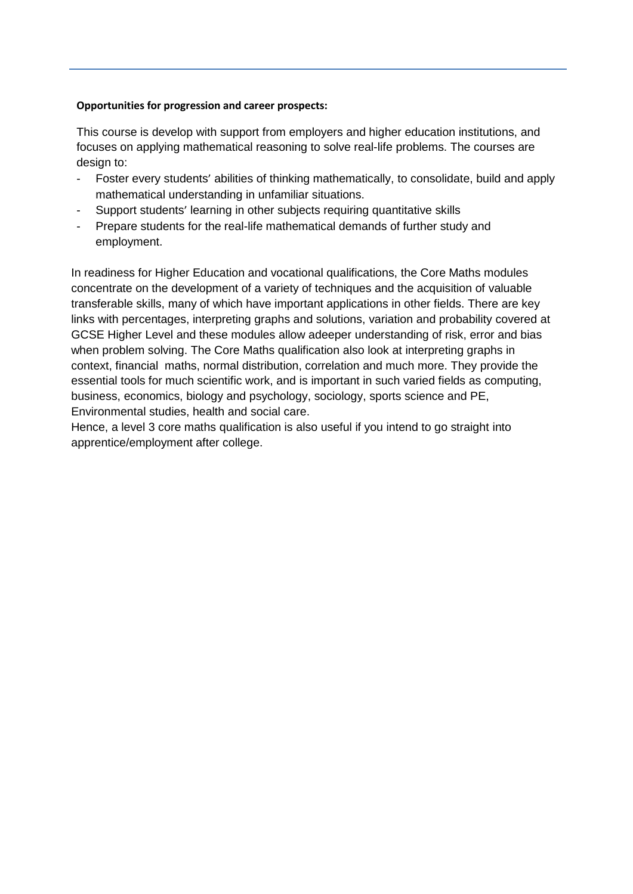**Opportunities for progression and career prospects:**

This course is develop with support from employers and higher education institutions, and focuses on applying mathematical reasoning to solve real-life problems. The courses are design to:

- Foster every students' abilities of thinking mathematically, to consolidate, build and apply mathematical understanding in unfamiliar situations.
- Support students' learning in other subjects requiring quantitative skills
- Prepare students for the real-life mathematical demands of further study and employment.

In readiness for Higher Education and vocational qualifications, the Core Maths modules concentrate on the development of a variety of techniques and the acquisition of valuable transferable skills, many of which have important applications in other fields. There are key links with percentages, interpreting graphs and solutions, variation and probability covered at GCSE Higher Level and these modules allow adeeper understanding of risk, error and bias when problem solving. The Core Maths qualification also look at interpreting graphs in context, financial maths, normal distribution, correlation and much more. They provide the essential tools for much scientific work, and is important in such varied fields as computing, business, economics, biology and psychology, sociology, sports science and PE, Environmental studies, health and social care.

Hence, a level 3 core maths qualification is also useful if you intend to go straight into apprentice/employment after college.